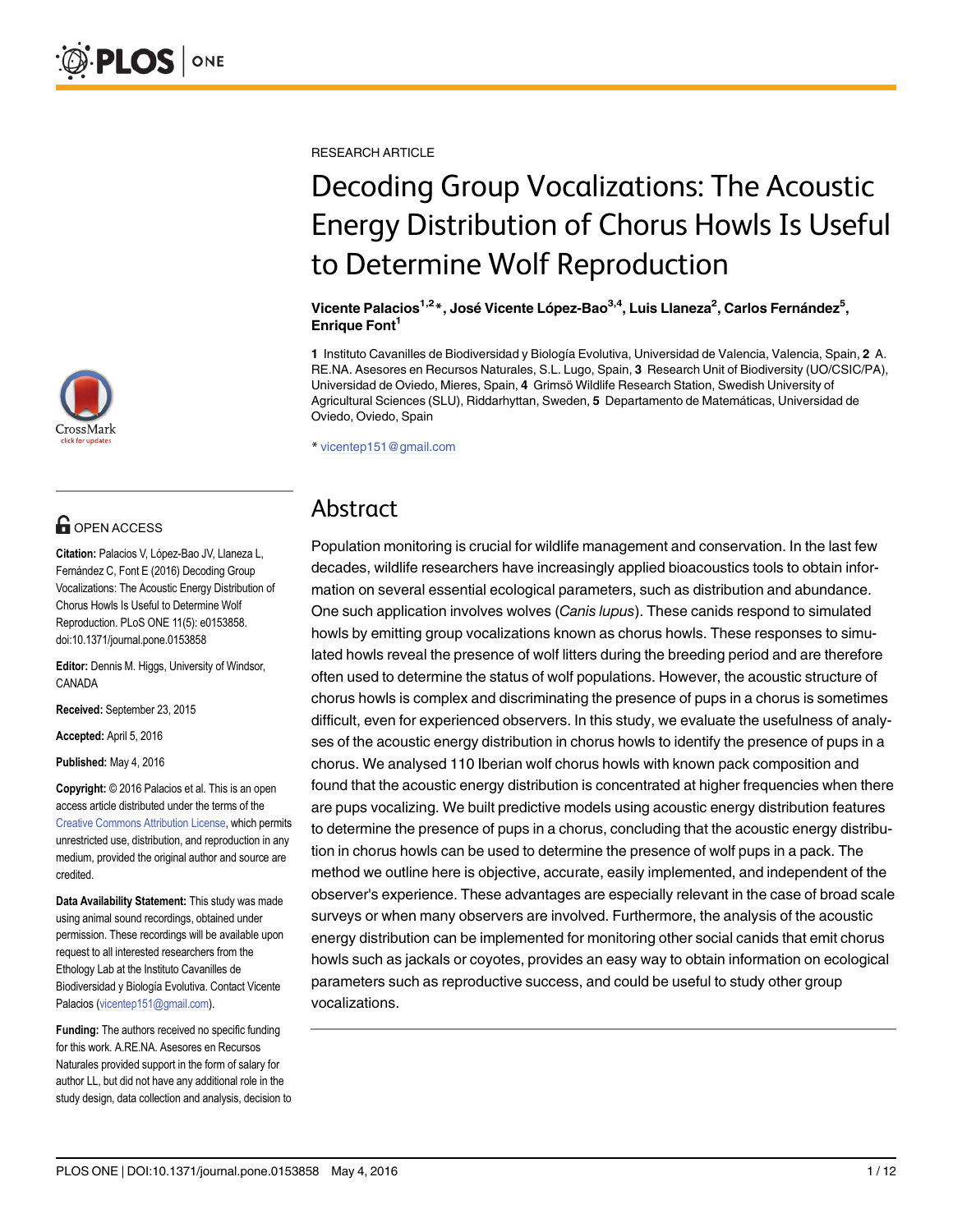RESEARCH ARTICLE

# Decoding Group Vocalizations: The Acoustic Energy Distribution of Chorus Howls Is Useful to Determine Wolf Reproduction

**Vicente Palacios[1,2]*, José Vicente López-Bao[3,4], Luis Llaneza[2], Carlos Fernández[5], Enrique Font[1]**

**1** Instituto Cavanilles de Biodiversidad y Biología Evolutiva, Universidad de Valencia, Valencia, Spain, **2** A.RE.NA. Asesores en Recursos Naturales, S.L. Lugo, Spain, **3** Research Unit of Biodiversity (UO/CSIC/PA), Universidad de Oviedo, Mieres, Spain, **4** Grimsö Wildlife Research Station, Swedish University of Agricultural Sciences (SLU), Riddarhyttan, Sweden, **5** Departamento de Matemáticas, Universidad de Oviedo, Oviedo, Spain

* vicentep151@gmail.com

## Abstract

Population monitoring is crucial for wildlife management and conservation. In the last few decades, wildlife researchers have increasingly applied bioacoustics tools to obtain information on several essential ecological parameters, such as distribution and abundance. One such application involves wolves (*Canis lupus*). These canids respond to simulated howls by emitting group vocalizations known as chorus howls. These responses to simulated howls reveal the presence of wolf litters during the breeding period and are therefore often used to determine the status of wolf populations. However, the acoustic structure of chorus howls is complex and discriminating the presence of pups in a chorus is sometimes difficult, even for experienced observers. In this study, we evaluate the usefulness of analyses of the acoustic energy distribution in chorus howls to identify the presence of pups in a chorus. We analysed 110 Iberian wolf chorus howls with known pack composition and found that the acoustic energy distribution is concentrated at higher frequencies when there are pups vocalizing. We built predictive models using acoustic energy distribution features to determine the presence of pups in a chorus, concluding that the acoustic energy distribution in chorus howls can be used to determine the presence of wolf pups in a pack. The method we outline here is objective, accurate, easily implemented, and independent of the observer's experience. These advantages are especially relevant in the case of broad scale surveys or when many observers are involved. Furthermore, the analysis of the acoustic energy distribution can be implemented for monitoring other social canids that emit chorus howls such as jackals or coyotes, provides an easy way to obtain information on ecological parameters such as reproductive success, and could be useful to study other group vocalizations.

OPEN ACCESS

**Citation:** Palacios V, López-Bao JV, Llaneza L, Fernández C, Font E (2016) Decoding Group Vocalizations: The Acoustic Energy Distribution of Chorus Howls Is Useful to Determine Wolf Reproduction. PLoS ONE 11(5): e0153858. doi:10.1371/journal.pone.0153858

**Editor:** Dennis M. Higgs, University of Windsor, CANADA

**Received:** September 23, 2015

**Accepted:** April 5, 2016

**Published:** May 4, 2016

**Copyright:** © 2016 Palacios et al. This is an open access article distributed under the terms of the Creative Commons Attribution License, which permits unrestricted use, distribution, and reproduction in any medium, provided the original author and source are credited.

**Data Availability Statement:** This study was made using animal sound recordings, obtained under permission. These recordings will be available upon request to all interested researchers from the Ethology Lab at the Instituto Cavanilles de Biodiversidad y Biología Evolutiva. Contact Vicente Palacios (vicentep151@gmail.com).

**Funding:** The authors received no specific funding for this work. A.RE.NA. Asesores en Recursos Naturales provided support in the form of salary for author LL, but did not have any additional role in the study design, data collection and analysis, decision to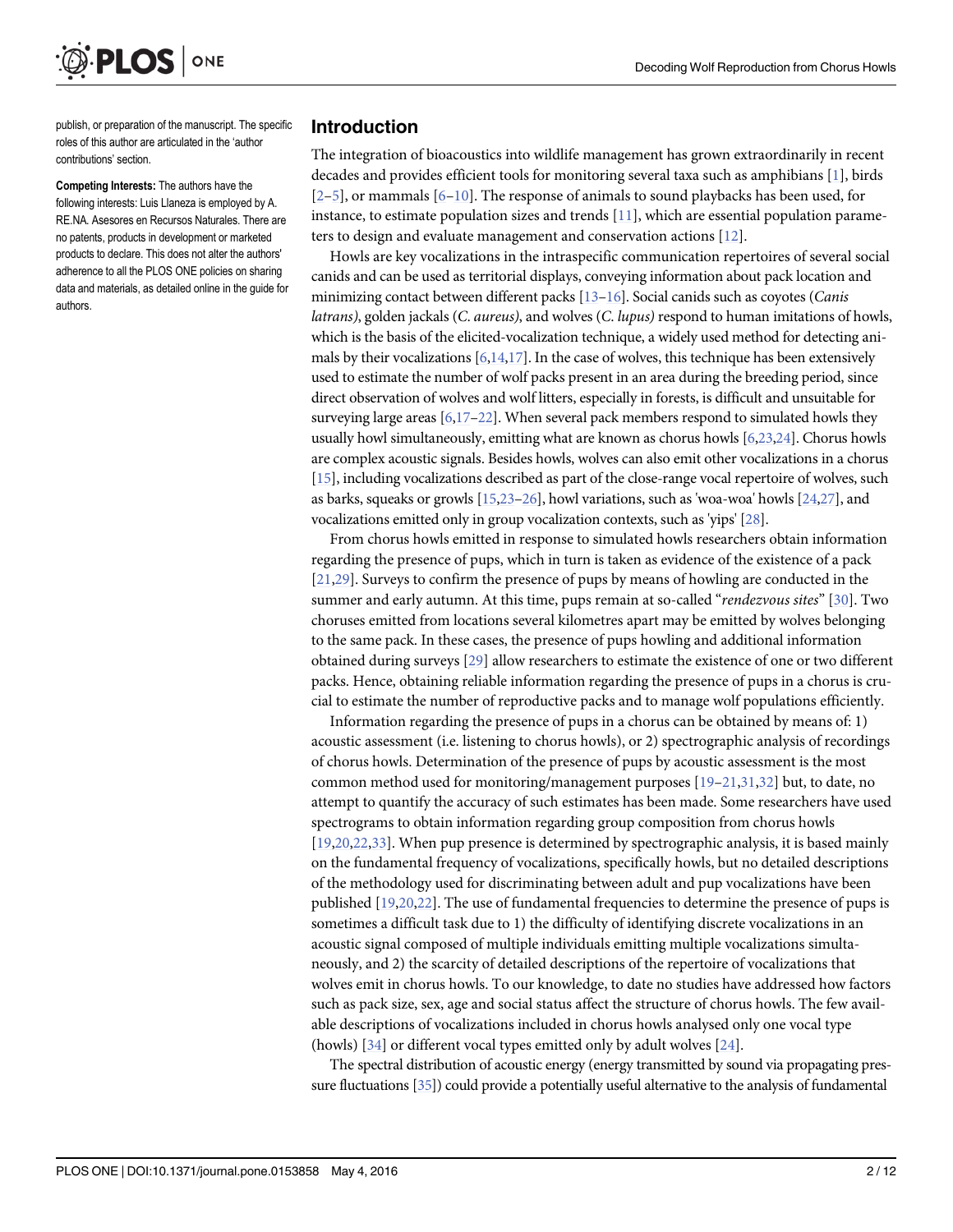publish, or preparation of the manuscript. The specific roles of this author are articulated in the 'author contributions' section.

**Competing Interests:** The authors have the following interests: Luis Llaneza is employed by A. RE.NA. Asesores en Recursos Naturales. There are no patents, products in development or marketed products to declare. This does not alter the authors' adherence to all the PLOS ONE policies on sharing data and materials, as detailed online in the guide for authors.

## Introduction

The integration of bioacoustics into wildlife management has grown extraordinarily in recent decades and provides efficient tools for monitoring several taxa such as amphibians [1], birds [2–5], or mammals [6–10]. The response of animals to sound playbacks has been used, for instance, to estimate population sizes and trends [11], which are essential population parameters to design and evaluate management and conservation actions [12].

Howls are key vocalizations in the intraspecific communication repertoires of several social canids and can be used as territorial displays, conveying information about pack location and minimizing contact between different packs [13–16]. Social canids such as coyotes (*Canis latrans*), golden jackals (*C. aureus*), and wolves (*C. lupus)* respond to human imitations of howls, which is the basis of the elicited-vocalization technique, a widely used method for detecting animals by their vocalizations [6,14,17]. In the case of wolves, this technique has been extensively used to estimate the number of wolf packs present in an area during the breeding period, since direct observation of wolves and wolf litters, especially in forests, is difficult and unsuitable for surveying large areas [6,17–22]. When several pack members respond to simulated howls they usually howl simultaneously, emitting what are known as chorus howls [6,23,24]. Chorus howls are complex acoustic signals. Besides howls, wolves can also emit other vocalizations in a chorus [15], including vocalizations described as part of the close-range vocal repertoire of wolves, such as barks, squeaks or growls [15,23–26], howl variations, such as 'woa-woa' howls [24,27], and vocalizations emitted only in group vocalization contexts, such as 'yips' [28].

From chorus howls emitted in response to simulated howls researchers obtain information regarding the presence of pups, which in turn is taken as evidence of the existence of a pack [21,29]. Surveys to confirm the presence of pups by means of howling are conducted in the summer and early autumn. At this time, pups remain at so-called "*rendezvous sites*" [30]. Two choruses emitted from locations several kilometres apart may be emitted by wolves belonging to the same pack. In these cases, the presence of pups howling and additional information obtained during surveys [29] allow researchers to estimate the existence of one or two different packs. Hence, obtaining reliable information regarding the presence of pups in a chorus is crucial to estimate the number of reproductive packs and to manage wolf populations efficiently.

Information regarding the presence of pups in a chorus can be obtained by means of: 1) acoustic assessment (i.e. listening to chorus howls), or 2) spectrographic analysis of recordings of chorus howls. Determination of the presence of pups by acoustic assessment is the most common method used for monitoring/management purposes [19–21,31,32] but, to date, no attempt to quantify the accuracy of such estimates has been made. Some researchers have used spectrograms to obtain information regarding group composition from chorus howls [19,20,22,33]. When pup presence is determined by spectrographic analysis, it is based mainly on the fundamental frequency of vocalizations, specifically howls, but no detailed descriptions of the methodology used for discriminating between adult and pup vocalizations have been published [19,20,22]. The use of fundamental frequencies to determine the presence of pups is sometimes a difficult task due to 1) the difficulty of identifying discrete vocalizations in an acoustic signal composed of multiple individuals emitting multiple vocalizations simultaneously, and 2) the scarcity of detailed descriptions of the repertoire of vocalizations that wolves emit in chorus howls. To our knowledge, to date no studies have addressed how factors such as pack size, sex, age and social status affect the structure of chorus howls. The few available descriptions of vocalizations included in chorus howls analysed only one vocal type (howls) [34] or different vocal types emitted only by adult wolves [24].

The spectral distribution of acoustic energy (energy transmitted by sound via propagating pressure fluctuations [35]) could provide a potentially useful alternative to the analysis of fundamental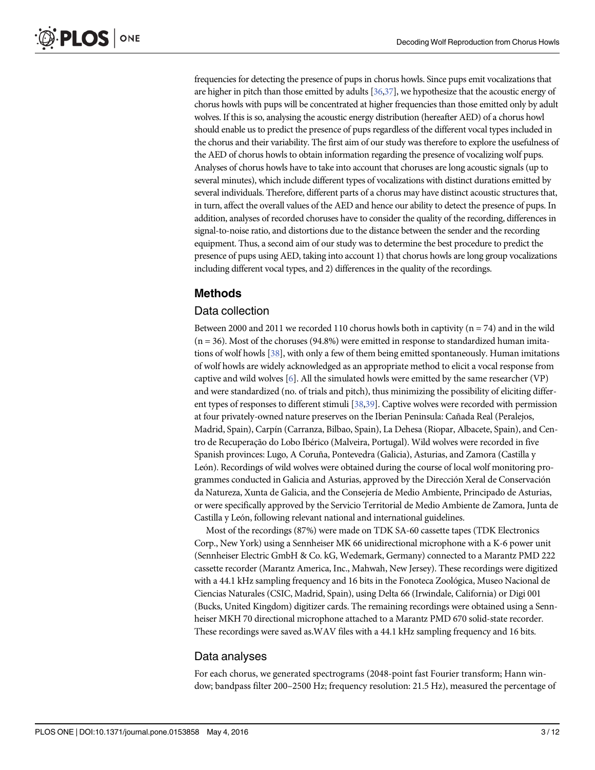frequencies for detecting the presence of pups in chorus howls. Since pups emit vocalizations that are higher in pitch than those emitted by adults [36,37], we hypothesize that the acoustic energy of chorus howls with pups will be concentrated at higher frequencies than those emitted only by adult wolves. If this is so, analysing the acoustic energy distribution (hereafter AED) of a chorus howl should enable us to predict the presence of pups regardless of the different vocal types included in the chorus and their variability. The first aim of our study was therefore to explore the usefulness of the AED of chorus howls to obtain information regarding the presence of vocalizing wolf pups. Analyses of chorus howls have to take into account that choruses are long acoustic signals (up to several minutes), which include different types of vocalizations with distinct durations emitted by several individuals. Therefore, different parts of a chorus may have distinct acoustic structures that, in turn, affect the overall values of the AED and hence our ability to detect the presence of pups. In addition, analyses of recorded choruses have to consider the quality of the recording, differences in signal-to-noise ratio, and distortions due to the distance between the sender and the recording equipment. Thus, a second aim of our study was to determine the best procedure to predict the presence of pups using AED, taking into account 1) that chorus howls are long group vocalizations including different vocal types, and 2) differences in the quality of the recordings.

## Methods

### Data collection

Between 2000 and 2011 we recorded 110 chorus howls both in captivity (n = 74) and in the wild (n = 36). Most of the choruses (94.8%) were emitted in response to standardized human imitations of wolf howls [38], with only a few of them being emitted spontaneously. Human imitations of wolf howls are widely acknowledged as an appropriate method to elicit a vocal response from captive and wild wolves [6]. All the simulated howls were emitted by the same researcher (VP) and were standardized (no. of trials and pitch), thus minimizing the possibility of eliciting different types of responses to different stimuli [38,39]. Captive wolves were recorded with permission at four privately-owned nature preserves on the Iberian Peninsula: Cañada Real (Peralejos, Madrid, Spain), Carpín (Carranza, Bilbao, Spain), La Dehesa (Riopar, Albacete, Spain), and Centro de Recuperação do Lobo Ibérico (Malveira, Portugal). Wild wolves were recorded in five Spanish provinces: Lugo, A Coruña, Pontevedra (Galicia), Asturias, and Zamora (Castilla y León). Recordings of wild wolves were obtained during the course of local wolf monitoring programmes conducted in Galicia and Asturias, approved by the Dirección Xeral de Conservación da Natureza, Xunta de Galicia, and the Consejería de Medio Ambiente, Principado de Asturias, or were specifically approved by the Servicio Territorial de Medio Ambiente de Zamora, Junta de Castilla y León, following relevant national and international guidelines.

Most of the recordings (87%) were made on TDK SA-60 cassette tapes (TDK Electronics Corp., New York) using a Sennheiser MK 66 unidirectional microphone with a K-6 power unit (Sennheiser Electric GmbH & Co. kG, Wedemark, Germany) connected to a Marantz PMD 222 cassette recorder (Marantz America, Inc., Mahwah, New Jersey). These recordings were digitized with a 44.1 kHz sampling frequency and 16 bits in the Fonoteca Zoológica, Museo Nacional de Ciencias Naturales (CSIC, Madrid, Spain), using Delta 66 (Irwindale, California) or Digi 001 (Bucks, United Kingdom) digitizer cards. The remaining recordings were obtained using a Sennheiser MKH 70 directional microphone attached to a Marantz PMD 670 solid-state recorder. These recordings were saved as.WAV files with a 44.1 kHz sampling frequency and 16 bits.

### Data analyses

For each chorus, we generated spectrograms (2048-point fast Fourier transform; Hann window; bandpass filter 200–2500 Hz; frequency resolution: 21.5 Hz), measured the percentage of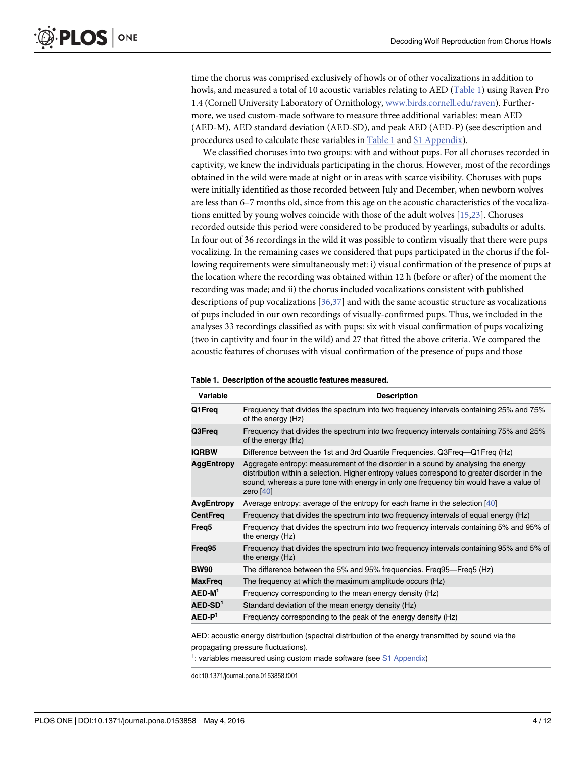time the chorus was comprised exclusively of howls or of other vocalizations in addition to howls, and measured a total of 10 acoustic variables relating to AED (Table 1) using Raven Pro 1.4 (Cornell University Laboratory of Ornithology, www.birds.cornell.edu/raven). Furthermore, we used custom-made software to measure three additional variables: mean AED (AED-M), AED standard deviation (AED-SD), and peak AED (AED-P) (see description and procedures used to calculate these variables in Table 1 and S1 Appendix).

We classified choruses into two groups: with and without pups. For all choruses recorded in captivity, we knew the individuals participating in the chorus. However, most of the recordings obtained in the wild were made at night or in areas with scarce visibility. Choruses with pups were initially identified as those recorded between July and December, when newborn wolves are less than 6–7 months old, since from this age on the acoustic characteristics of the vocalizations emitted by young wolves coincide with those of the adult wolves [15,23]. Choruses recorded outside this period were considered to be produced by yearlings, subadults or adults. In four out of 36 recordings in the wild it was possible to confirm visually that there were pups vocalizing. In the remaining cases we considered that pups participated in the chorus if the following requirements were simultaneously met: i) visual confirmation of the presence of pups at the location where the recording was obtained within 12 h (before or after) of the moment the recording was made; and ii) the chorus included vocalizations consistent with published descriptions of pup vocalizations [36,37] and with the same acoustic structure as vocalizations of pups included in our own recordings of visually-confirmed pups. Thus, we included in the analyses 33 recordings classified as with pups: six with visual confirmation of pups vocalizing (two in captivity and four in the wild) and 27 that fitted the above criteria. We compared the acoustic features of choruses with visual confirmation of the presence of pups and those

**Table 1. Description of the acoustic features measured.**

| Variable | Description |
|---|---|
| **Q1Freq** | Frequency that divides the spectrum into two frequency intervals containing 25% and 75% of the energy (Hz) |
| **Q3Freq** | Frequency that divides the spectrum into two frequency intervals containing 75% and 25% of the energy (Hz) |
| **IQRBW** | Difference between the 1st and 3rd Quartile Frequencies. Q3Freq—Q1Freq (Hz) |
| **AggEntropy** | Aggregate entropy: measurement of the disorder in a sound by analysing the energy distribution within a selection. Higher entropy values correspond to greater disorder in the sound, whereas a pure tone with energy in only one frequency bin would have a value of zero [40] |
| **AvgEntropy** | Average entropy: average of the entropy for each frame in the selection [40] |
| **CentFreq** | Frequency that divides the spectrum into two frequency intervals of equal energy (Hz) |
| **Freq5** | Frequency that divides the spectrum into two frequency intervals containing 5% and 95% of the energy (Hz) |
| **Freq95** | Frequency that divides the spectrum into two frequency intervals containing 95% and 5% of the energy (Hz) |
| **BW90** | The difference between the 5% and 95% frequencies. Freq95—Freq5 (Hz) |
| **MaxFreq** | The frequency at which the maximum amplitude occurs (Hz) |
| **AED-M**[1] | Frequency corresponding to the mean energy density (Hz) |
| **AED-SD**[1] | Standard deviation of the mean energy density (Hz) |
| **AED-P**[1] | Frequency corresponding to the peak of the energy density (Hz) |

AED: acoustic energy distribution (spectral distribution of the energy transmitted by sound via the propagating pressure fluctuations).

[1]: variables measured using custom made software (see S1 Appendix)

doi:10.1371/journal.pone.0153858.t001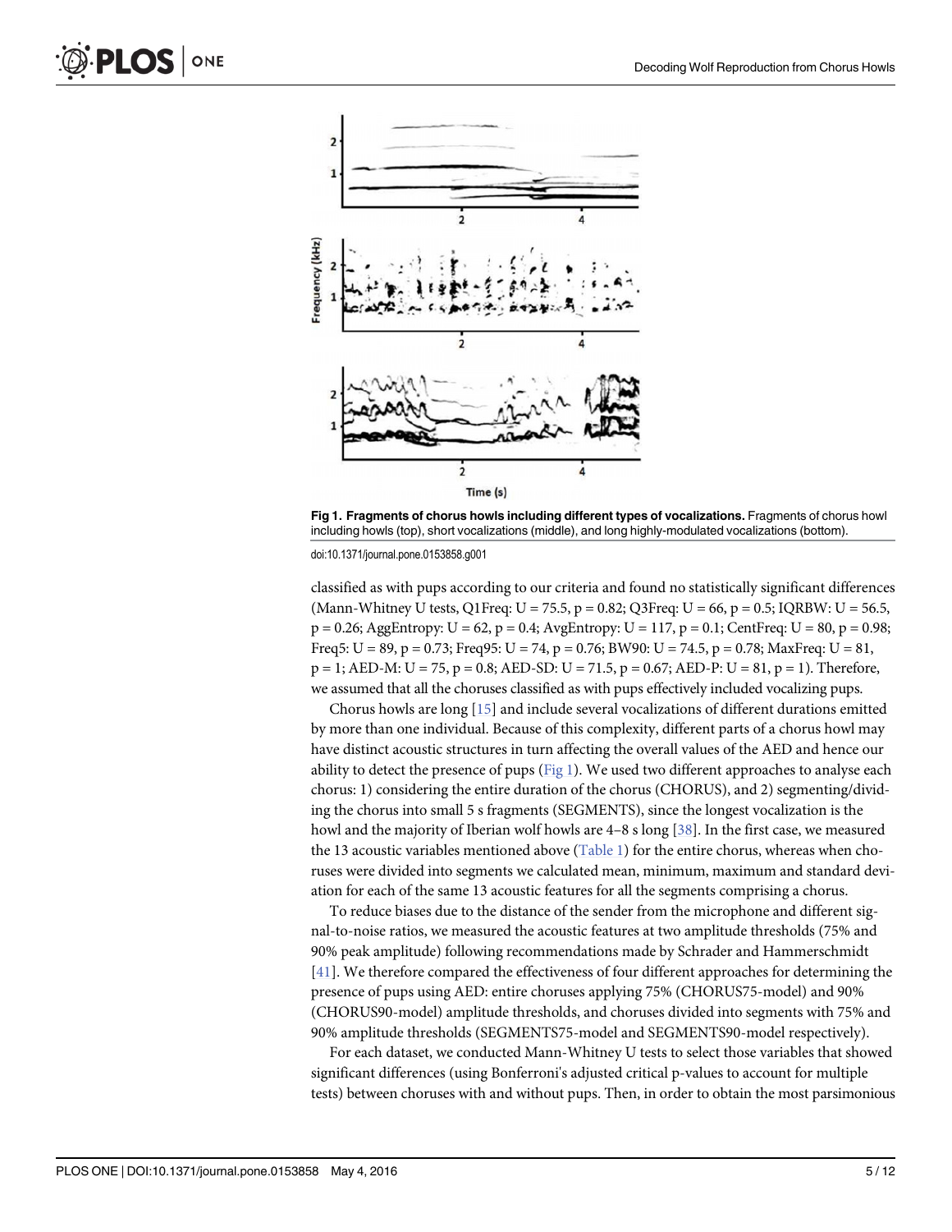**Fig 1. Fragments of chorus howls including different types of vocalizations.** Fragments of chorus howl including howls (top), short vocalizations (middle), and long highly-modulated vocalizations (bottom).

doi:10.1371/journal.pone.0153858.g001

classified as with pups according to our criteria and found no statistically significant differences (Mann-Whitney U tests, Q1Freq: $U = 75.5$, $p = 0.82$; Q3Freq: $U = 66$, $p = 0.5$; IQRBW: $U = 56.5$, $p = 0.26$; AggEntropy: $U = 62$, $p = 0.4$; AvgEntropy: $U = 117$, $p = 0.1$; CentFreq: $U = 80$, $p = 0.98$; Freq5: $U = 89$, $p = 0.73$; Freq95: $U = 74$, $p = 0.76$; BW90: $U = 74.5$, $p = 0.78$; MaxFreq: $U = 81$, $p = 1$; AED-M: $U = 75$, $p = 0.8$; AED-SD: $U = 71.5$, $p = 0.67$; AED-P: $U = 81$, $p = 1$). Therefore, we assumed that all the choruses classified as with pups effectively included vocalizing pups.

Chorus howls are long [15] and include several vocalizations of different durations emitted by more than one individual. Because of this complexity, different parts of a chorus howl may have distinct acoustic structures in turn affecting the overall values of the AED and hence our ability to detect the presence of pups (Fig 1). We used two different approaches to analyse each chorus: 1) considering the entire duration of the chorus (CHORUS), and 2) segmenting/dividing the chorus into small 5 s fragments (SEGMENTS), since the longest vocalization is the howl and the majority of Iberian wolf howls are 4–8 s long [38]. In the first case, we measured the 13 acoustic variables mentioned above (Table 1) for the entire chorus, whereas when choruses were divided into segments we calculated mean, minimum, maximum and standard deviation for each of the same 13 acoustic features for all the segments comprising a chorus.

To reduce biases due to the distance of the sender from the microphone and different signal-to-noise ratios, we measured the acoustic features at two amplitude thresholds (75% and 90% peak amplitude) following recommendations made by Schrader and Hammerschmidt [41]. We therefore compared the effectiveness of four different approaches for determining the presence of pups using AED: entire choruses applying 75% (CHORUS75-model) and 90% (CHORUS90-model) amplitude thresholds, and choruses divided into segments with 75% and 90% amplitude thresholds (SEGMENTS75-model and SEGMENTS90-model respectively).

For each dataset, we conducted Mann-Whitney U tests to select those variables that showed significant differences (using Bonferroni's adjusted critical p-values to account for multiple tests) between choruses with and without pups. Then, in order to obtain the most parsimonious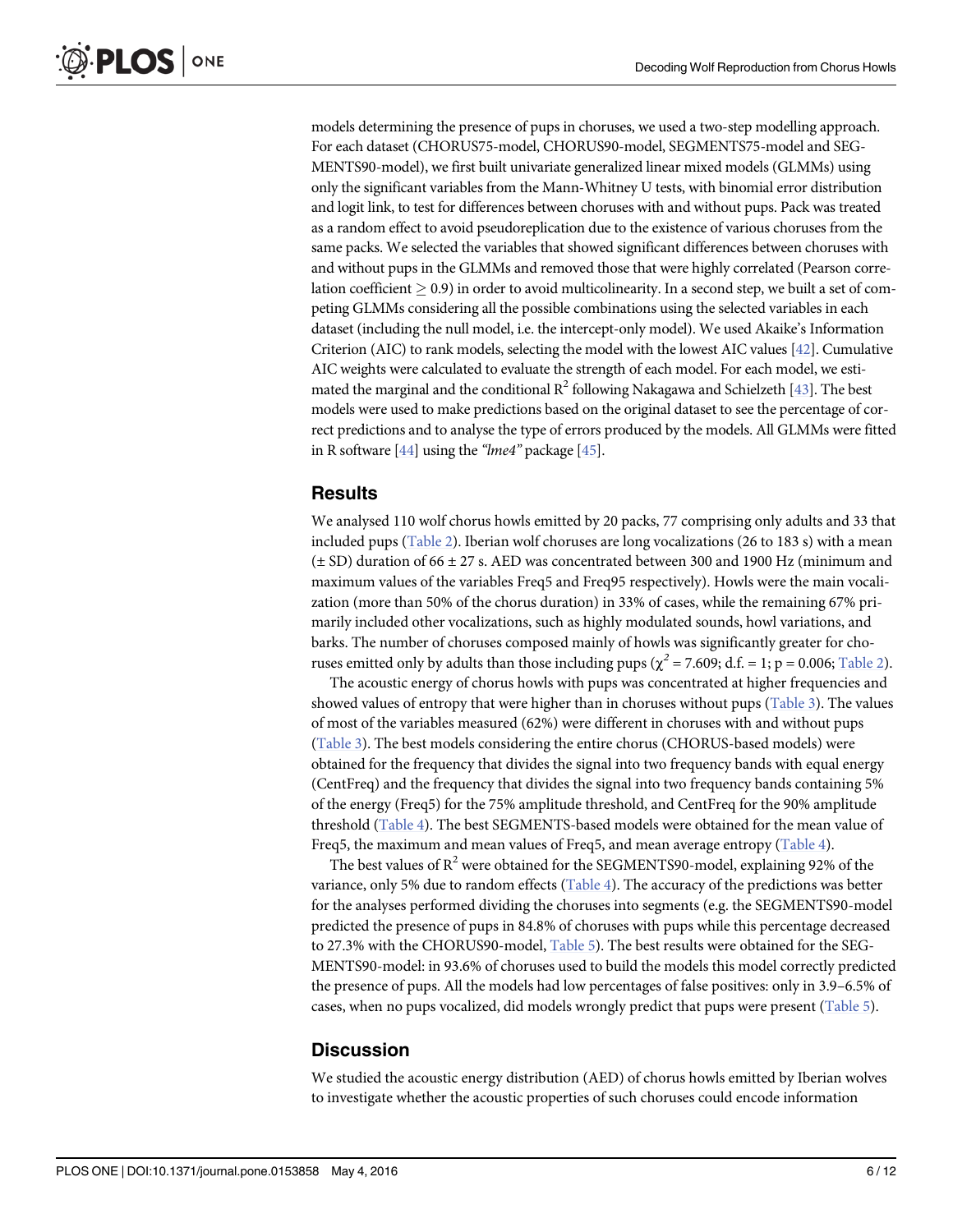models determining the presence of pups in choruses, we used a two-step modelling approach. For each dataset (CHORUS75-model, CHORUS90-model, SEGMENTS75-model and SEGMENTS90-model), we first built univariate generalized linear mixed models (GLMMs) using only the significant variables from the Mann-Whitney U tests, with binomial error distribution and logit link, to test for differences between choruses with and without pups. Pack was treated as a random effect to avoid pseudoreplication due to the existence of various choruses from the same packs. We selected the variables that showed significant differences between choruses with and without pups in the GLMMs and removed those that were highly correlated (Pearson correlation coefficient $\geq 0.9$) in order to avoid multicolinearity. In a second step, we built a set of competing GLMMs considering all the possible combinations using the selected variables in each dataset (including the null model, i.e. the intercept-only model). We used Akaike's Information Criterion (AIC) to rank models, selecting the model with the lowest AIC values [42]. Cumulative AIC weights were calculated to evaluate the strength of each model. For each model, we estimated the marginal and the conditional $R^2$ following Nakagawa and Schielzeth [43]. The best models were used to make predictions based on the original dataset to see the percentage of correct predictions and to analyse the type of errors produced by the models. All GLMMs were fitted in R software [44] using the *"lme4"* package [45].

## Results

We analysed 110 wolf chorus howls emitted by 20 packs, 77 comprising only adults and 33 that included pups (Table 2). Iberian wolf choruses are long vocalizations (26 to 183 s) with a mean (± SD) duration of 66 ± 27 s. AED was concentrated between 300 and 1900 Hz (minimum and maximum values of the variables Freq5 and Freq95 respectively). Howls were the main vocalization (more than 50% of the chorus duration) in 33% of cases, while the remaining 67% primarily included other vocalizations, such as highly modulated sounds, howl variations, and barks. The number of choruses composed mainly of howls was significantly greater for choruses emitted only by adults than those including pups ($\chi^2 = 7.609$; d.f. = 1; p = 0.006; Table 2).

The acoustic energy of chorus howls with pups was concentrated at higher frequencies and showed values of entropy that were higher than in choruses without pups (Table 3). The values of most of the variables measured (62%) were different in choruses with and without pups (Table 3). The best models considering the entire chorus (CHORUS-based models) were obtained for the frequency that divides the signal into two frequency bands with equal energy (CentFreq) and the frequency that divides the signal into two frequency bands containing 5% of the energy (Freq5) for the 75% amplitude threshold, and CentFreq for the 90% amplitude threshold (Table 4). The best SEGMENTS-based models were obtained for the mean value of Freq5, the maximum and mean values of Freq5, and mean average entropy (Table 4).

The best values of $R^2$ were obtained for the SEGMENTS90-model, explaining 92% of the variance, only 5% due to random effects (Table 4). The accuracy of the predictions was better for the analyses performed dividing the choruses into segments (e.g. the SEGMENTS90-model predicted the presence of pups in 84.8% of choruses with pups while this percentage decreased to 27.3% with the CHORUS90-model, Table 5). The best results were obtained for the SEGMENTS90-model: in 93.6% of choruses used to build the models this model correctly predicted the presence of pups. All the models had low percentages of false positives: only in 3.9–6.5% of cases, when no pups vocalized, did models wrongly predict that pups were present (Table 5).

## Discussion

We studied the acoustic energy distribution (AED) of chorus howls emitted by Iberian wolves to investigate whether the acoustic properties of such choruses could encode information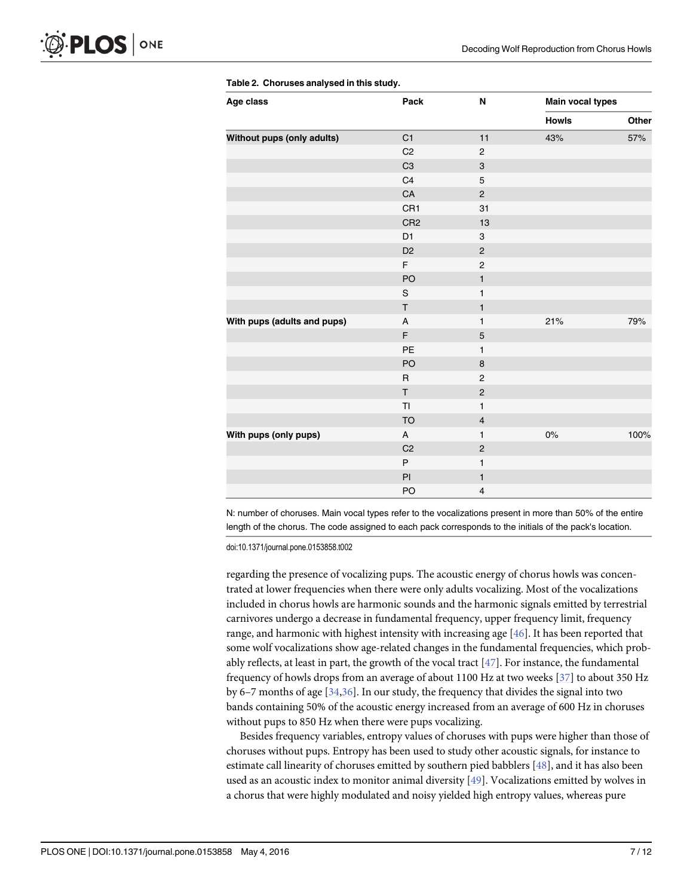**Table 2. Choruses analysed in this study.**

| Age class | Pack | N | Main vocal types | |
|---|---|---|---|---|
| | | | Howls | Other |
| **Without pups (only adults)** | C1 | 11 | 43% | 57% |
| | C2 | 2 | | |
| | C3 | 3 | | |
| | C4 | 5 | | |
| | CA | 2 | | |
| | CR1 | 31 | | |
| | CR2 | 13 | | |
| | D1 | 3 | | |
| | D2 | 2 | | |
| | F | 2 | | |
| | PO | 1 | | |
| | S | 1 | | |
| | T | 1 | | |
| **With pups (adults and pups)** | A | 1 | 21% | 79% |
| | F | 5 | | |
| | PE | 1 | | |
| | PO | 8 | | |
| | R | 2 | | |
| | T | 2 | | |
| | TI | 1 | | |
| | TO | 4 | | |
| **With pups (only pups)** | A | 1 | 0% | 100% |
| | C2 | 2 | | |
| | P | 1 | | |
| | PI | 1 | | |
| | PO | 4 | | |

N: number of choruses. Main vocal types refer to the vocalizations present in more than 50% of the entire length of the chorus. The code assigned to each pack corresponds to the initials of the pack's location.

doi:10.1371/journal.pone.0153858.t002

regarding the presence of vocalizing pups. The acoustic energy of chorus howls was concentrated at lower frequencies when there were only adults vocalizing. Most of the vocalizations included in chorus howls are harmonic sounds and the harmonic signals emitted by terrestrial carnivores undergo a decrease in fundamental frequency, upper frequency limit, frequency range, and harmonic with highest intensity with increasing age [46]. It has been reported that some wolf vocalizations show age-related changes in the fundamental frequencies, which probably reflects, at least in part, the growth of the vocal tract [47]. For instance, the fundamental frequency of howls drops from an average of about 1100 Hz at two weeks [37] to about 350 Hz by 6–7 months of age [34,36]. In our study, the frequency that divides the signal into two bands containing 50% of the acoustic energy increased from an average of 600 Hz in choruses without pups to 850 Hz when there were pups vocalizing.

Besides frequency variables, entropy values of choruses with pups were higher than those of choruses without pups. Entropy has been used to study other acoustic signals, for instance to estimate call linearity of choruses emitted by southern pied babblers [48], and it has also been used as an acoustic index to monitor animal diversity [49]. Vocalizations emitted by wolves in a chorus that were highly modulated and noisy yielded high entropy values, whereas pure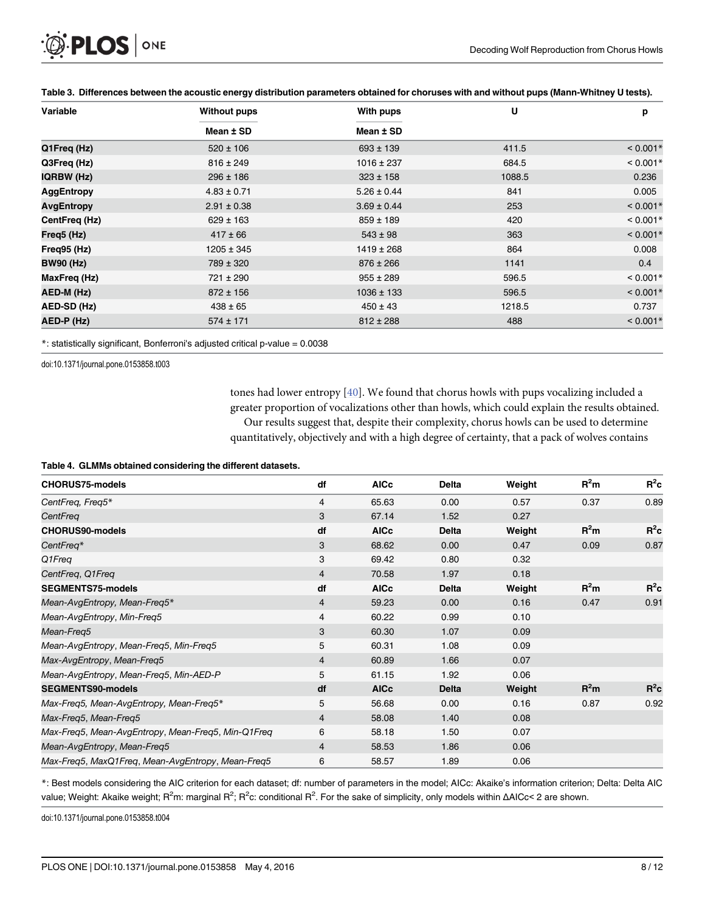**Table 3. Differences between the acoustic energy distribution parameters obtained for choruses with and without pups (Mann-Whitney U tests).**

| Variable | Without pups | With pups | U | p |
|---|---|---|---|---|
| | Mean ± SD | Mean ± SD | | |
| **Q1Freq (Hz)** | 520 ± 106 | 693 ± 139 | 411.5 | < 0.001* |
| **Q3Freq (Hz)** | 816 ± 249 | 1016 ± 237 | 684.5 | < 0.001* |
| **IQRBW (Hz)** | 296 ± 186 | 323 ± 158 | 1088.5 | 0.236 |
| **AggEntropy** | 4.83 ± 0.71 | 5.26 ± 0.44 | 841 | 0.005 |
| **AvgEntropy** | 2.91 ± 0.38 | 3.69 ± 0.44 | 253 | < 0.001* |
| **CentFreq (Hz)** | 629 ± 163 | 859 ± 189 | 420 | < 0.001* |
| **Freq5 (Hz)** | 417 ± 66 | 543 ± 98 | 363 | < 0.001* |
| **Freq95 (Hz)** | 1205 ± 345 | 1419 ± 268 | 864 | 0.008 |
| **BW90 (Hz)** | 789 ± 320 | 876 ± 266 | 1141 | 0.4 |
| **MaxFreq (Hz)** | 721 ± 290 | 955 ± 289 | 596.5 | < 0.001* |
| **AED-M (Hz)** | 872 ± 156 | 1036 ± 133 | 596.5 | < 0.001* |
| **AED-SD (Hz)** | 438 ± 65 | 450 ± 43 | 1218.5 | 0.737 |
| **AED-P (Hz)** | 574 ± 171 | 812 ± 288 | 488 | < 0.001* |

*: statistically significant, Bonferroni's adjusted critical p-value = 0.0038

doi:10.1371/journal.pone.0153858.t003

tones had lower entropy [40]. We found that chorus howls with pups vocalizing included a greater proportion of vocalizations other than howls, which could explain the results obtained.

Our results suggest that, despite their complexity, chorus howls can be used to determine quantitatively, objectively and with a high degree of certainty, that a pack of wolves contains

**Table 4. GLMMs obtained considering the different datasets.**

| CHORUS75-models | df | AICc | Delta | Weight | $R^2$m | $R^2$c |
|---|---|---|---|---|---|---|
| *CentFreq, Freq5** | 4 | 65.63 | 0.00 | 0.57 | 0.37 | 0.89 |
| *CentFreq* | 3 | 67.14 | 1.52 | 0.27 | | |
| **CHORUS90-models** | **df** | **AICc** | **Delta** | **Weight** | **$R^2$m** | **$R^2$c** |
| *CentFreq** | 3 | 68.62 | 0.00 | 0.47 | 0.09 | 0.87 |
| *Q1Freq* | 3 | 69.42 | 0.80 | 0.32 | | |
| *CentFreq, Q1Freq* | 4 | 70.58 | 1.97 | 0.18 | | |
| **SEGMENTS75-models** | **df** | **AICc** | **Delta** | **Weight** | **$R^2$m** | **$R^2$c** |
| *Mean-AvgEntropy, Mean-Freq5** | 4 | 59.23 | 0.00 | 0.16 | 0.47 | 0.91 |
| *Mean-AvgEntropy, Min-Freq5* | 4 | 60.22 | 0.99 | 0.10 | | |
| *Mean-Freq5* | 3 | 60.30 | 1.07 | 0.09 | | |
| *Mean-AvgEntropy, Mean-Freq5, Min-Freq5* | 5 | 60.31 | 1.08 | 0.09 | | |
| *Max-AvgEntropy, Mean-Freq5* | 4 | 60.89 | 1.66 | 0.07 | | |
| *Mean-AvgEntropy, Mean-Freq5, Min-AED-P* | 5 | 61.15 | 1.92 | 0.06 | | |
| **SEGMENTS90-models** | **df** | **AICc** | **Delta** | **Weight** | **$R^2$m** | **$R^2$c** |
| *Max-Freq5, Mean-AvgEntropy, Mean-Freq5** | 5 | 56.68 | 0.00 | 0.16 | 0.87 | 0.92 |
| *Max-Freq5, Mean-Freq5* | 4 | 58.08 | 1.40 | 0.08 | | |
| *Max-Freq5, Mean-AvgEntropy, Mean-Freq5, Min-Q1Freq* | 6 | 58.18 | 1.50 | 0.07 | | |
| *Mean-AvgEntropy, Mean-Freq5* | 4 | 58.53 | 1.86 | 0.06 | | |
| *Max-Freq5, MaxQ1Freq, Mean-AvgEntropy, Mean-Freq5* | 6 | 58.57 | 1.89 | 0.06 | | |

*: Best models considering the AIC criterion for each dataset; df: number of parameters in the model; AICc: Akaike's information criterion; Delta: Delta AIC value; Weight: Akaike weight; $R^2$m: marginal $R^2$; $R^2$c: conditional $R^2$. For the sake of simplicity, only models within ΔAICc< 2 are shown.

doi:10.1371/journal.pone.0153858.t004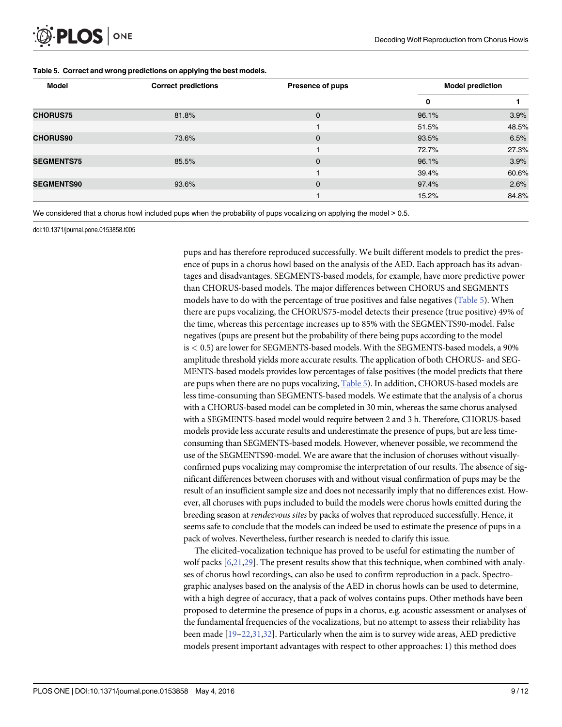**Table 5. Correct and wrong predictions on applying the best models.**

| Model | Correct predictions | Presence of pups | Model prediction | |
|---|---|---|---|---|
| | | | 0 | 1 |
| **CHORUS75** | 81.8% | 0 | 96.1% | 3.9% |
| | | 1 | 51.5% | 48.5% |
| **CHORUS90** | 73.6% | 0 | 93.5% | 6.5% |
| | | 1 | 72.7% | 27.3% |
| **SEGMENTS75** | 85.5% | 0 | 96.1% | 3.9% |
| | | 1 | 39.4% | 60.6% |
| **SEGMENTS90** | 93.6% | 0 | 97.4% | 2.6% |
| | | 1 | 15.2% | 84.8% |

We considered that a chorus howl included pups when the probability of pups vocalizing on applying the model > 0.5.

doi:10.1371/journal.pone.0153858.t005

pups and has therefore reproduced successfully. We built different models to predict the presence of pups in a chorus howl based on the analysis of the AED. Each approach has its advantages and disadvantages. SEGMENTS-based models, for example, have more predictive power than CHORUS-based models. The major differences between CHORUS and SEGMENTS models have to do with the percentage of true positives and false negatives (Table 5). When there are pups vocalizing, the CHORUS75-model detects their presence (true positive) 49% of the time, whereas this percentage increases up to 85% with the SEGMENTS90-model. False negatives (pups are present but the probability of there being pups according to the model is $< 0.5$) are lower for SEGMENTS-based models. With the SEGMENTS-based models, a 90% amplitude threshold yields more accurate results. The application of both CHORUS- and SEGMENTS-based models provides low percentages of false positives (the model predicts that there are pups when there are no pups vocalizing, Table 5). In addition, CHORUS-based models are less time-consuming than SEGMENTS-based models. We estimate that the analysis of a chorus with a CHORUS-based model can be completed in 30 min, whereas the same chorus analysed with a SEGMENTS-based model would require between 2 and 3 h. Therefore, CHORUS-based models provide less accurate results and underestimate the presence of pups, but are less time-consuming than SEGMENTS-based models. However, whenever possible, we recommend the use of the SEGMENTS90-model. We are aware that the inclusion of choruses without visually-confirmed pups vocalizing may compromise the interpretation of our results. The absence of significant differences between choruses with and without visual confirmation of pups may be the result of an insufficient sample size and does not necessarily imply that no differences exist. However, all choruses with pups included to build the models were chorus howls emitted during the breeding season at *rendezvous sites* by packs of wolves that reproduced successfully. Hence, it seems safe to conclude that the models can indeed be used to estimate the presence of pups in a pack of wolves. Nevertheless, further research is needed to clarify this issue.

The elicited-vocalization technique has proved to be useful for estimating the number of wolf packs [6,21,29]. The present results show that this technique, when combined with analyses of chorus howl recordings, can also be used to confirm reproduction in a pack. Spectrographic analyses based on the analysis of the AED in chorus howls can be used to determine, with a high degree of accuracy, that a pack of wolves contains pups. Other methods have been proposed to determine the presence of pups in a chorus, e.g. acoustic assessment or analyses of the fundamental frequencies of the vocalizations, but no attempt to assess their reliability has been made [19–22,31,32]. Particularly when the aim is to survey wide areas, AED predictive models present important advantages with respect to other approaches: 1) this method does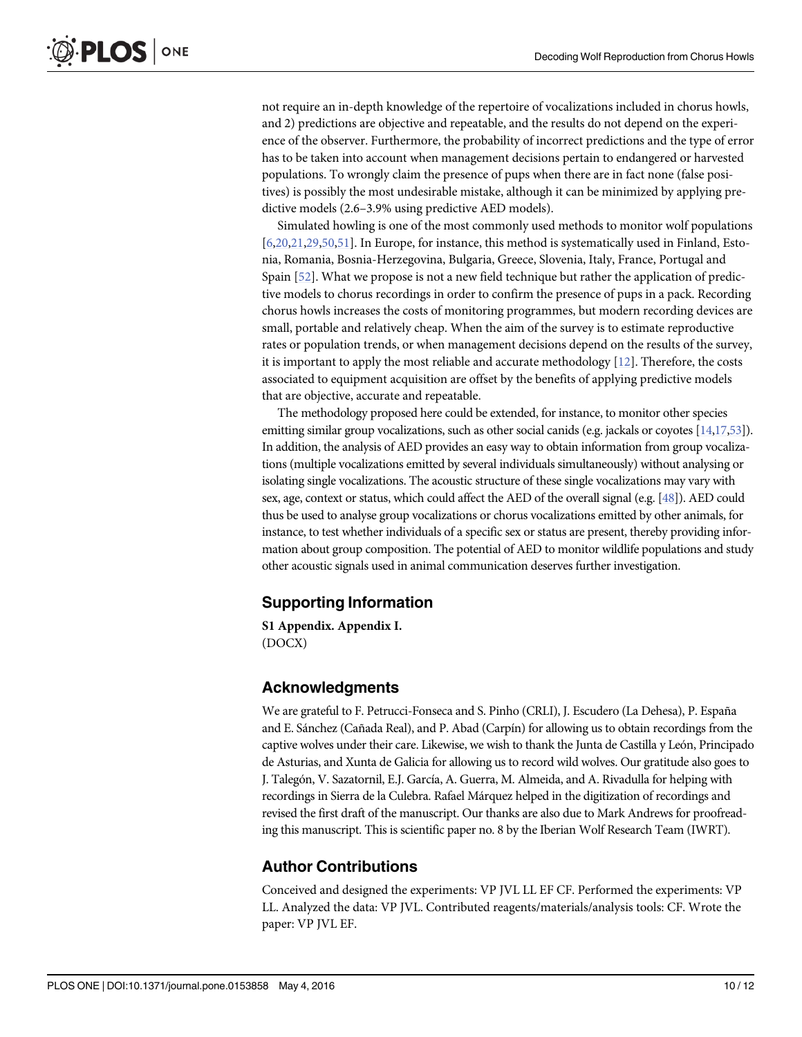not require an in-depth knowledge of the repertoire of vocalizations included in chorus howls, and 2) predictions are objective and repeatable, and the results do not depend on the experience of the observer. Furthermore, the probability of incorrect predictions and the type of error has to be taken into account when management decisions pertain to endangered or harvested populations. To wrongly claim the presence of pups when there are in fact none (false positives) is possibly the most undesirable mistake, although it can be minimized by applying predictive models (2.6–3.9% using predictive AED models).

Simulated howling is one of the most commonly used methods to monitor wolf populations [6,20,21,29,50,51]. In Europe, for instance, this method is systematically used in Finland, Estonia, Romania, Bosnia-Herzegovina, Bulgaria, Greece, Slovenia, Italy, France, Portugal and Spain [52]. What we propose is not a new field technique but rather the application of predictive models to chorus recordings in order to confirm the presence of pups in a pack. Recording chorus howls increases the costs of monitoring programmes, but modern recording devices are small, portable and relatively cheap. When the aim of the survey is to estimate reproductive rates or population trends, or when management decisions depend on the results of the survey, it is important to apply the most reliable and accurate methodology [12]. Therefore, the costs associated to equipment acquisition are offset by the benefits of applying predictive models that are objective, accurate and repeatable.

The methodology proposed here could be extended, for instance, to monitor other species emitting similar group vocalizations, such as other social canids (e.g. jackals or coyotes [14,17,53]). In addition, the analysis of AED provides an easy way to obtain information from group vocalizations (multiple vocalizations emitted by several individuals simultaneously) without analysing or isolating single vocalizations. The acoustic structure of these single vocalizations may vary with sex, age, context or status, which could affect the AED of the overall signal (e.g. [48]). AED could thus be used to analyse group vocalizations or chorus vocalizations emitted by other animals, for instance, to test whether individuals of a specific sex or status are present, thereby providing information about group composition. The potential of AED to monitor wildlife populations and study other acoustic signals used in animal communication deserves further investigation.

## Supporting Information

**S1 Appendix. Appendix I.**
(DOCX)

## Acknowledgments

We are grateful to F. Petrucci-Fonseca and S. Pinho (CRLI), J. Escudero (La Dehesa), P. España and E. Sánchez (Cañada Real), and P. Abad (Carpín) for allowing us to obtain recordings from the captive wolves under their care. Likewise, we wish to thank the Junta de Castilla y León, Principado de Asturias, and Xunta de Galicia for allowing us to record wild wolves. Our gratitude also goes to J. Talegón, V. Sazatornil, E.J. García, A. Guerra, M. Almeida, and A. Rivadulla for helping with recordings in Sierra de la Culebra. Rafael Márquez helped in the digitization of recordings and revised the first draft of the manuscript. Our thanks are also due to Mark Andrews for proofreading this manuscript. This is scientific paper no. 8 by the Iberian Wolf Research Team (IWRT).

## Author Contributions

Conceived and designed the experiments: VP JVL LL EF CF. Performed the experiments: VP LL. Analyzed the data: VP JVL. Contributed reagents/materials/analysis tools: CF. Wrote the paper: VP JVL EF.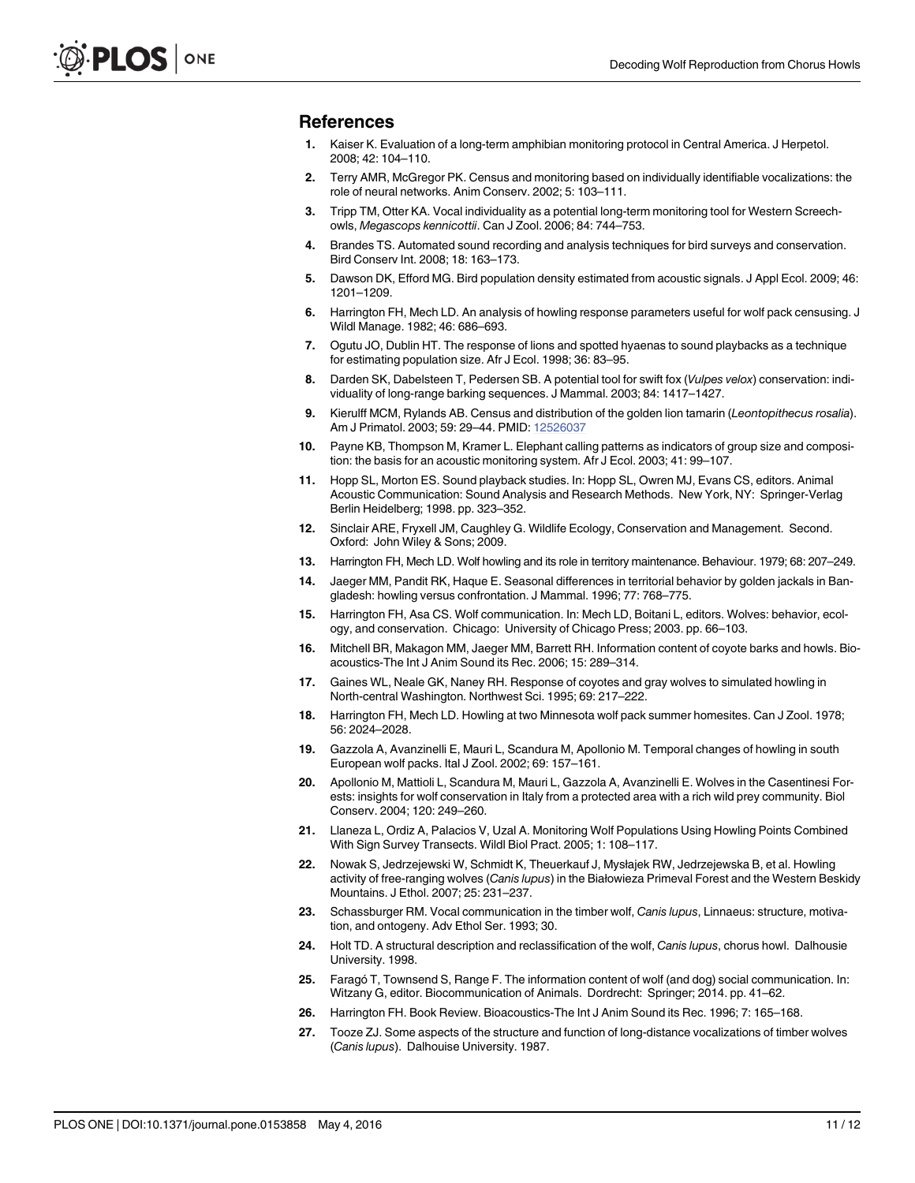## References

1. Kaiser K. Evaluation of a long-term amphibian monitoring protocol in Central America. J Herpetol. 2008; 42: 104–110.
2. Terry AMR, McGregor PK. Census and monitoring based on individually identifiable vocalizations: the role of neural networks. Anim Conserv. 2002; 5: 103–111.
3. Tripp TM, Otter KA. Vocal individuality as a potential long-term monitoring tool for Western Screech-owls, *Megascops kennicottii*. Can J Zool. 2006; 84: 744–753.
4. Brandes TS. Automated sound recording and analysis techniques for bird surveys and conservation. Bird Conserv Int. 2008; 18: 163–173.
5. Dawson DK, Efford MG. Bird population density estimated from acoustic signals. J Appl Ecol. 2009; 46: 1201–1209.
6. Harrington FH, Mech LD. An analysis of howling response parameters useful for wolf pack censusing. J Wildl Manage. 1982; 46: 686–693.
7. Ogutu JO, Dublin HT. The response of lions and spotted hyaenas to sound playbacks as a technique for estimating population size. Afr J Ecol. 1998; 36: 83–95.
8. Darden SK, Dabelsteen T, Pedersen SB. A potential tool for swift fox (*Vulpes velox*) conservation: individuality of long-range barking sequences. J Mammal. 2003; 84: 1417–1427.
9. Kierulff MCM, Rylands AB. Census and distribution of the golden lion tamarin (*Leontopithecus rosalia*). Am J Primatol. 2003; 59: 29–44. PMID: 12526037
10. Payne KB, Thompson M, Kramer L. Elephant calling patterns as indicators of group size and composition: the basis for an acoustic monitoring system. Afr J Ecol. 2003; 41: 99–107.
11. Hopp SL, Morton ES. Sound playback studies. In: Hopp SL, Owren MJ, Evans CS, editors. Animal Acoustic Communication: Sound Analysis and Research Methods. New York, NY: Springer-Verlag Berlin Heidelberg; 1998. pp. 323–352.
12. Sinclair ARE, Fryxell JM, Caughley G. Wildlife Ecology, Conservation and Management. Second. Oxford: John Wiley & Sons; 2009.
13. Harrington FH, Mech LD. Wolf howling and its role in territory maintenance. Behaviour. 1979; 68: 207–249.
14. Jaeger MM, Pandit RK, Haque E. Seasonal differences in territorial behavior by golden jackals in Bangladesh: howling versus confrontation. J Mammal. 1996; 77: 768–775.
15. Harrington FH, Asa CS. Wolf communication. In: Mech LD, Boitani L, editors. Wolves: behavior, ecology, and conservation. Chicago: University of Chicago Press; 2003. pp. 66–103.
16. Mitchell BR, Makagon MM, Jaeger MM, Barrett RH. Information content of coyote barks and howls. Bioacoustics-The Int J Anim Sound its Rec. 2006; 15: 289–314.
17. Gaines WL, Neale GK, Naney RH. Response of coyotes and gray wolves to simulated howling in North-central Washington. Northwest Sci. 1995; 69: 217–222.
18. Harrington FH, Mech LD. Howling at two Minnesota wolf pack summer homesites. Can J Zool. 1978; 56: 2024–2028.
19. Gazzola A, Avanzinelli E, Mauri L, Scandura M, Apollonio M. Temporal changes of howling in south European wolf packs. Ital J Zool. 2002; 69: 157–161.
20. Apollonio M, Mattioli L, Scandura M, Mauri L, Gazzola A, Avanzinelli E. Wolves in the Casentinesi Forests: insights for wolf conservation in Italy from a protected area with a rich wild prey community. Biol Conserv. 2004; 120: 249–260.
21. Llaneza L, Ordiz A, Palacios V, Uzal A. Monitoring Wolf Populations Using Howling Points Combined With Sign Survey Transects. Wildl Biol Pract. 2005; 1: 108–117.
22. Nowak S, Jedrzejewski W, Schmidt K, Theuerkauf J, Mysłajek RW, Jedrzejewska B, et al. Howling activity of free-ranging wolves (*Canis lupus*) in the Białowieza Primeval Forest and the Western Beskidy Mountains. J Ethol. 2007; 25: 231–237.
23. Schassburger RM. Vocal communication in the timber wolf, *Canis lupus*, Linnaeus: structure, motivation, and ontogeny. Adv Ethol Ser. 1993; 30.
24. Holt TD. A structural description and reclassification of the wolf, *Canis lupus*, chorus howl. Dalhousie University. 1998.
25. Faragó T, Townsend S, Range F. The information content of wolf (and dog) social communication. In: Witzany G, editor. Biocommunication of Animals. Dordrecht: Springer; 2014. pp. 41–62.
26. Harrington FH. Book Review. Bioacoustics-The Int J Anim Sound its Rec. 1996; 7: 165–168.
27. Tooze ZJ. Some aspects of the structure and function of long-distance vocalizations of timber wolves (*Canis lupus*). Dalhouise University. 1987.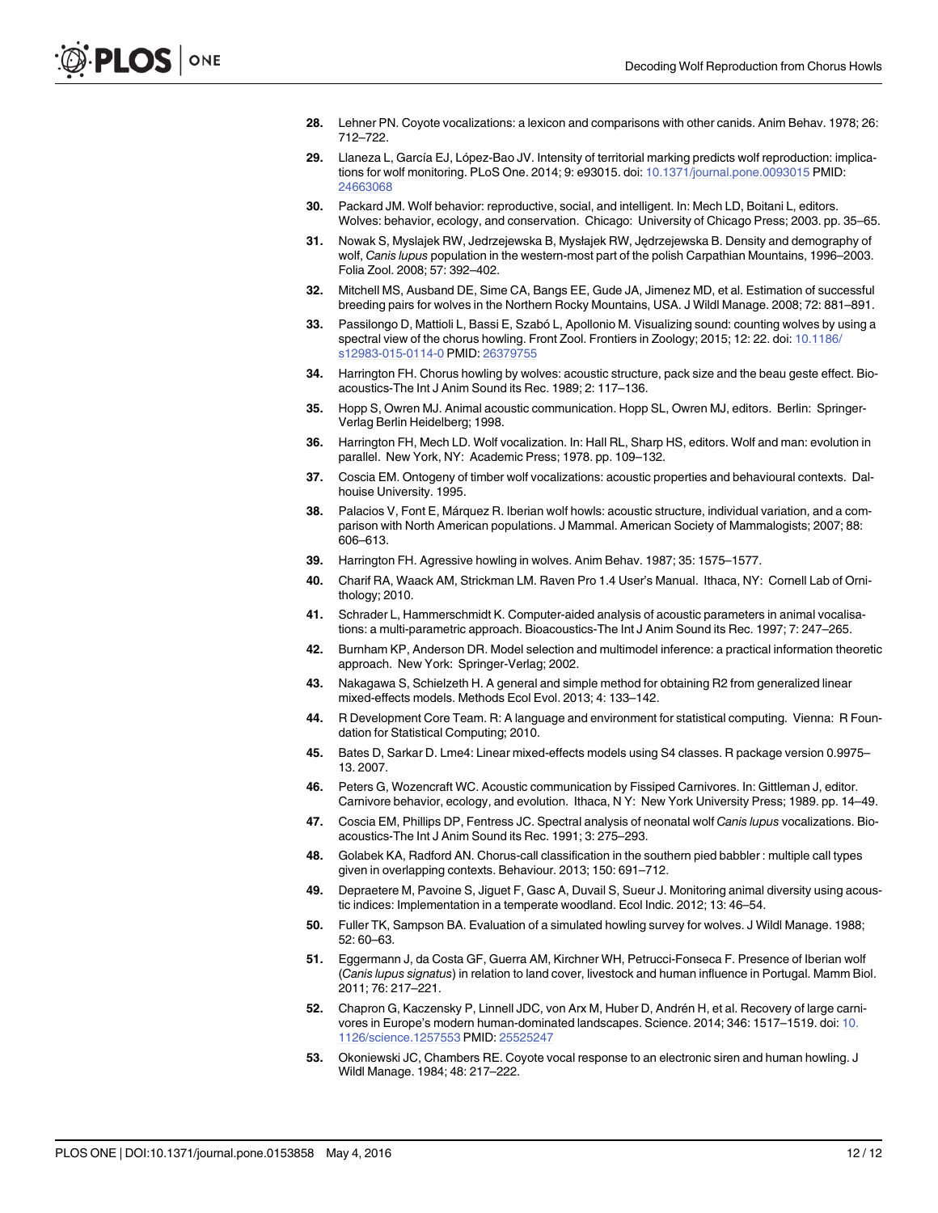28. Lehner PN. Coyote vocalizations: a lexicon and comparisons with other canids. Anim Behav. 1978; 26: 712–722.
29. Llaneza L, García EJ, López-Bao JV. Intensity of territorial marking predicts wolf reproduction: implications for wolf monitoring. PLoS One. 2014; 9: e93015. doi: 10.1371/journal.pone.0093015 PMID: 24663068
30. Packard JM. Wolf behavior: reproductive, social, and intelligent. In: Mech LD, Boitani L, editors. Wolves: behavior, ecology, and conservation. Chicago: University of Chicago Press; 2003. pp. 35–65.
31. Nowak S, Myslajek RW, Jedrzejewska B, Mysłajek RW, Jędrzejewska B. Density and demography of wolf, *Canis lupus* population in the western-most part of the polish Carpathian Mountains, 1996–2003. Folia Zool. 2008; 57: 392–402.
32. Mitchell MS, Ausband DE, Sime CA, Bangs EE, Gude JA, Jimenez MD, et al. Estimation of successful breeding pairs for wolves in the Northern Rocky Mountains, USA. J Wildl Manage. 2008; 72: 881–891.
33. Passilongo D, Mattioli L, Bassi E, Szabó L, Apollonio M. Visualizing sound: counting wolves by using a spectral view of the chorus howling. Front Zool. Frontiers in Zoology; 2015; 12: 22. doi: 10.1186/s12983-015-0114-0 PMID: 26379755
34. Harrington FH. Chorus howling by wolves: acoustic structure, pack size and the beau geste effect. Bioacoustics-The Int J Anim Sound its Rec. 1989; 2: 117–136.
35. Hopp S, Owren MJ. Animal acoustic communication. Hopp SL, Owren MJ, editors. Berlin: Springer-Verlag Berlin Heidelberg; 1998.
36. Harrington FH, Mech LD. Wolf vocalization. In: Hall RL, Sharp HS, editors. Wolf and man: evolution in parallel. New York, NY: Academic Press; 1978. pp. 109–132.
37. Coscia EM. Ontogeny of timber wolf vocalizations: acoustic properties and behavioural contexts. Dalhouise University. 1995.
38. Palacios V, Font E, Márquez R. Iberian wolf howls: acoustic structure, individual variation, and a comparison with North American populations. J Mammal. American Society of Mammalogists; 2007; 88: 606–613.
39. Harrington FH. Agressive howling in wolves. Anim Behav. 1987; 35: 1575–1577.
40. Charif RA, Waack AM, Strickman LM. Raven Pro 1.4 User's Manual. Ithaca, NY: Cornell Lab of Ornithology; 2010.
41. Schrader L, Hammerschmidt K. Computer-aided analysis of acoustic parameters in animal vocalisations: a multi-parametric approach. Bioacoustics-The Int J Anim Sound its Rec. 1997; 7: 247–265.
42. Burnham KP, Anderson DR. Model selection and multimodel inference: a practical information theoretic approach. New York: Springer-Verlag; 2002.
43. Nakagawa S, Schielzeth H. A general and simple method for obtaining R2 from generalized linear mixed-effects models. Methods Ecol Evol. 2013; 4: 133–142.
44. R Development Core Team. R: A language and environment for statistical computing. Vienna: R Foundation for Statistical Computing; 2010.
45. Bates D, Sarkar D. Lme4: Linear mixed-effects models using S4 classes. R package version 0.9975–13. 2007.
46. Peters G, Wozencraft WC. Acoustic communication by Fissiped Carnivores. In: Gittleman J, editor. Carnivore behavior, ecology, and evolution. Ithaca, N Y: New York University Press; 1989. pp. 14–49.
47. Coscia EM, Phillips DP, Fentress JC. Spectral analysis of neonatal wolf *Canis lupus* vocalizations. Bioacoustics-The Int J Anim Sound its Rec. 1991; 3: 275–293.
48. Golabek KA, Radford AN. Chorus-call classification in the southern pied babbler : multiple call types given in overlapping contexts. Behaviour. 2013; 150: 691–712.
49. Depraetere M, Pavoine S, Jiguet F, Gasc A, Duvail S, Sueur J. Monitoring animal diversity using acoustic indices: Implementation in a temperate woodland. Ecol Indic. 2012; 13: 46–54.
50. Fuller TK, Sampson BA. Evaluation of a simulated howling survey for wolves. J Wildl Manage. 1988; 52: 60–63.
51. Eggermann J, da Costa GF, Guerra AM, Kirchner WH, Petrucci-Fonseca F. Presence of Iberian wolf (*Canis lupus signatus*) in relation to land cover, livestock and human influence in Portugal. Mamm Biol. 2011; 76: 217–221.
52. Chapron G, Kaczensky P, Linnell JDC, von Arx M, Huber D, Andrén H, et al. Recovery of large carnivores in Europe's modern human-dominated landscapes. Science. 2014; 346: 1517–1519. doi: 10.1126/science.1257553 PMID: 25525247
53. Okoniewski JC, Chambers RE. Coyote vocal response to an electronic siren and human howling. J Wildl Manage. 1984; 48: 217–222.